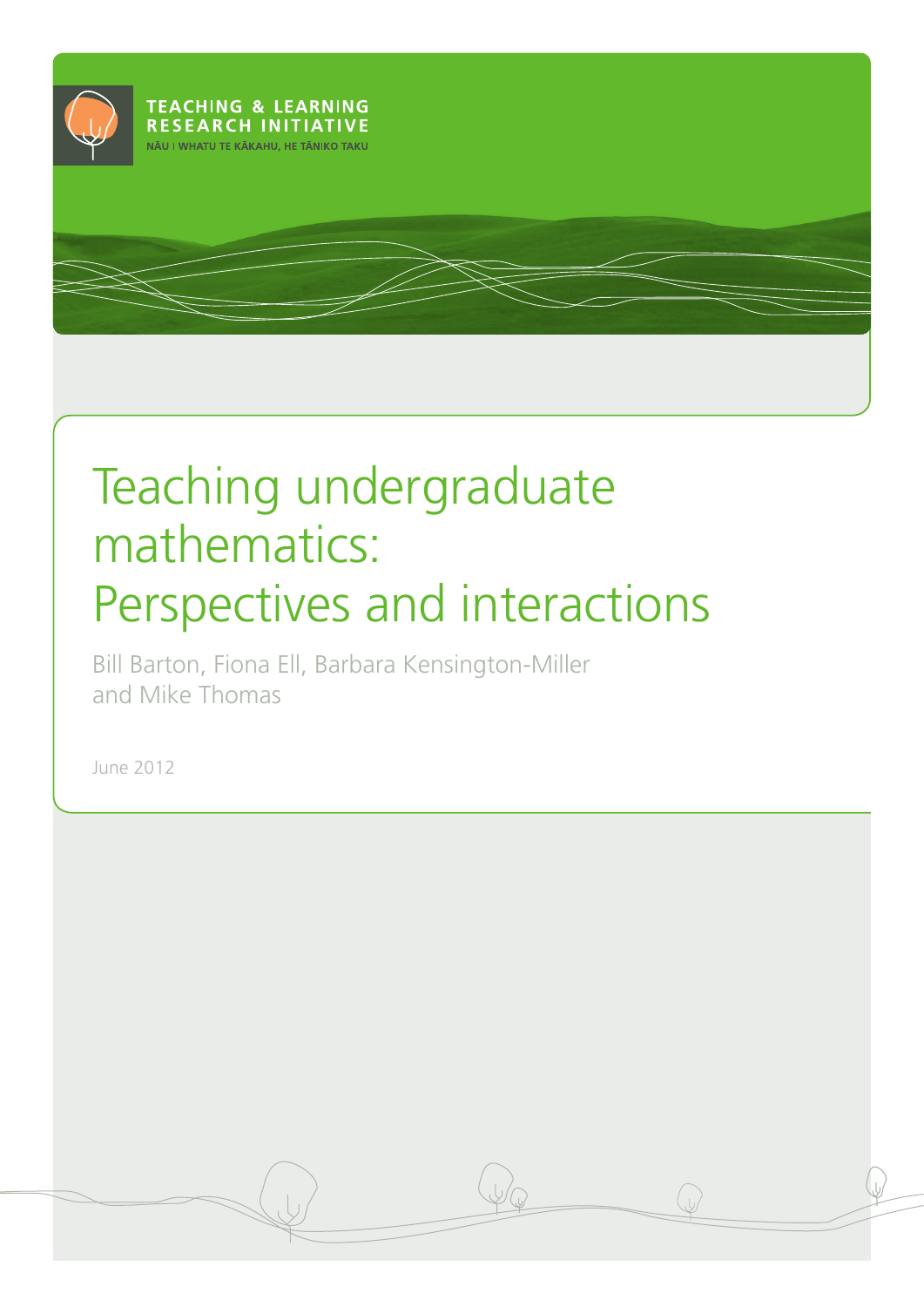TEACHING & LEARNING RESEARCH INITIATIVE

NĀU I WHATU TE KĀKAHU, HE TĀNIKO TAKU

# Teaching undergraduate mathematics: Perspectives and interactions

Bill Barton, Fiona Ell, Barbara Kensington-Miller and Mike Thomas

June 2012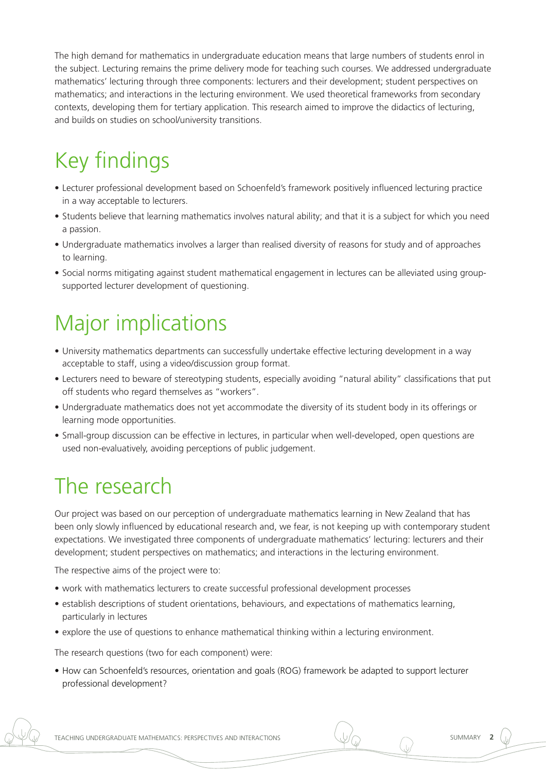The high demand for mathematics in undergraduate education means that large numbers of students enrol in the subject. Lecturing remains the prime delivery mode for teaching such courses. We addressed undergraduate mathematics' lecturing through three components: lecturers and their development; student perspectives on mathematics; and interactions in the lecturing environment. We used theoretical frameworks from secondary contexts, developing them for tertiary application. This research aimed to improve the didactics of lecturing, and builds on studies on school/university transitions.

# Key findings

- Lecturer professional development based on Schoenfeld's framework positively influenced lecturing practice in a way acceptable to lecturers.
- Students believe that learning mathematics involves natural ability; and that it is a subject for which you need a passion.
- Undergraduate mathematics involves a larger than realised diversity of reasons for study and of approaches to learning.
- Social norms mitigating against student mathematical engagement in lectures can be alleviated using group-supported lecturer development of questioning.

# Major implications

- University mathematics departments can successfully undertake effective lecturing development in a way acceptable to staff, using a video/discussion group format.
- Lecturers need to beware of stereotyping students, especially avoiding "natural ability" classifications that put off students who regard themselves as "workers".
- Undergraduate mathematics does not yet accommodate the diversity of its student body in its offerings or learning mode opportunities.
- Small-group discussion can be effective in lectures, in particular when well-developed, open questions are used non-evaluatively, avoiding perceptions of public judgement.

# The research

Our project was based on our perception of undergraduate mathematics learning in New Zealand that has been only slowly influenced by educational research and, we fear, is not keeping up with contemporary student expectations. We investigated three components of undergraduate mathematics' lecturing: lecturers and their development; student perspectives on mathematics; and interactions in the lecturing environment.

The respective aims of the project were to:

- work with mathematics lecturers to create successful professional development processes
- establish descriptions of student orientations, behaviours, and expectations of mathematics learning, particularly in lectures
- explore the use of questions to enhance mathematical thinking within a lecturing environment.

The research questions (two for each component) were:

- How can Schoenfeld's resources, orientation and goals (ROG) framework be adapted to support lecturer professional development?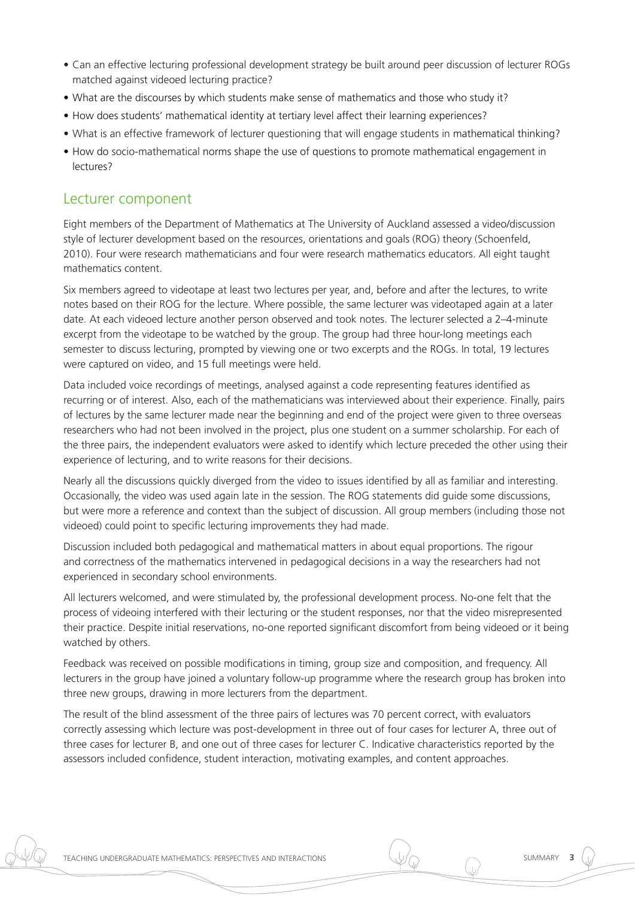- Can an effective lecturing professional development strategy be built around peer discussion of lecturer ROGs matched against videoed lecturing practice?
- What are the discourses by which students make sense of mathematics and those who study it?
- How does students' mathematical identity at tertiary level affect their learning experiences?
- What is an effective framework of lecturer questioning that will engage students in mathematical thinking?
- How do socio-mathematical norms shape the use of questions to promote mathematical engagement in lectures?

## Lecturer component

Eight members of the Department of Mathematics at The University of Auckland assessed a video/discussion style of lecturer development based on the resources, orientations and goals (ROG) theory (Schoenfeld, 2010). Four were research mathematicians and four were research mathematics educators. All eight taught mathematics content.

Six members agreed to videotape at least two lectures per year, and, before and after the lectures, to write notes based on their ROG for the lecture. Where possible, the same lecturer was videotaped again at a later date. At each videoed lecture another person observed and took notes. The lecturer selected a 2–4-minute excerpt from the videotape to be watched by the group. The group had three hour-long meetings each semester to discuss lecturing, prompted by viewing one or two excerpts and the ROGs. In total, 19 lectures were captured on video, and 15 full meetings were held.

Data included voice recordings of meetings, analysed against a code representing features identified as recurring or of interest. Also, each of the mathematicians was interviewed about their experience. Finally, pairs of lectures by the same lecturer made near the beginning and end of the project were given to three overseas researchers who had not been involved in the project, plus one student on a summer scholarship. For each of the three pairs, the independent evaluators were asked to identify which lecture preceded the other using their experience of lecturing, and to write reasons for their decisions.

Nearly all the discussions quickly diverged from the video to issues identified by all as familiar and interesting. Occasionally, the video was used again late in the session. The ROG statements did guide some discussions, but were more a reference and context than the subject of discussion. All group members (including those not videoed) could point to specific lecturing improvements they had made.

Discussion included both pedagogical and mathematical matters in about equal proportions. The rigour and correctness of the mathematics intervened in pedagogical decisions in a way the researchers had not experienced in secondary school environments.

All lecturers welcomed, and were stimulated by, the professional development process. No-one felt that the process of videoing interfered with their lecturing or the student responses, nor that the video misrepresented their practice. Despite initial reservations, no-one reported significant discomfort from being videoed or it being watched by others.

Feedback was received on possible modifications in timing, group size and composition, and frequency. All lecturers in the group have joined a voluntary follow-up programme where the research group has broken into three new groups, drawing in more lecturers from the department.

The result of the blind assessment of the three pairs of lectures was 70 percent correct, with evaluators correctly assessing which lecture was post-development in three out of four cases for lecturer A, three out of three cases for lecturer B, and one out of three cases for lecturer C. Indicative characteristics reported by the assessors included confidence, student interaction, motivating examples, and content approaches.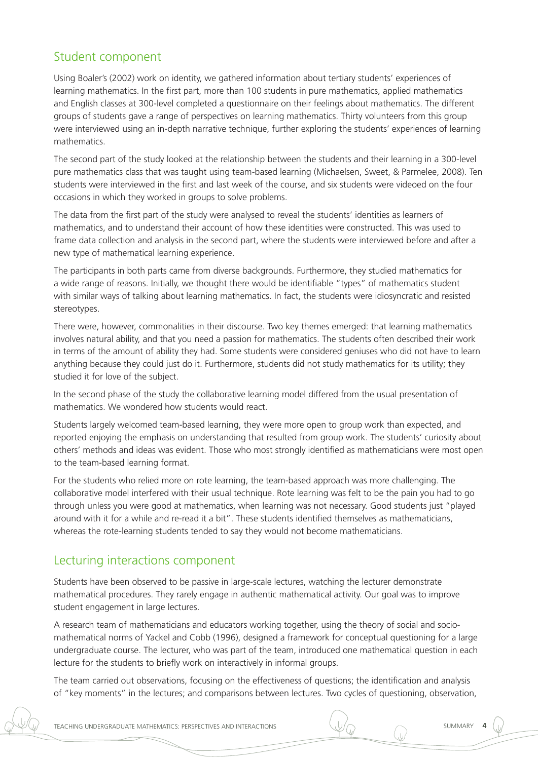## Student component

Using Boaler's (2002) work on identity, we gathered information about tertiary students' experiences of learning mathematics. In the first part, more than 100 students in pure mathematics, applied mathematics and English classes at 300-level completed a questionnaire on their feelings about mathematics. The different groups of students gave a range of perspectives on learning mathematics. Thirty volunteers from this group were interviewed using an in-depth narrative technique, further exploring the students' experiences of learning mathematics.

The second part of the study looked at the relationship between the students and their learning in a 300-level pure mathematics class that was taught using team-based learning (Michaelsen, Sweet, & Parmelee, 2008). Ten students were interviewed in the first and last week of the course, and six students were videoed on the four occasions in which they worked in groups to solve problems.

The data from the first part of the study were analysed to reveal the students' identities as learners of mathematics, and to understand their account of how these identities were constructed. This was used to frame data collection and analysis in the second part, where the students were interviewed before and after a new type of mathematical learning experience.

The participants in both parts came from diverse backgrounds. Furthermore, they studied mathematics for a wide range of reasons. Initially, we thought there would be identifiable "types" of mathematics student with similar ways of talking about learning mathematics. In fact, the students were idiosyncratic and resisted stereotypes.

There were, however, commonalities in their discourse. Two key themes emerged: that learning mathematics involves natural ability, and that you need a passion for mathematics. The students often described their work in terms of the amount of ability they had. Some students were considered geniuses who did not have to learn anything because they could just do it. Furthermore, students did not study mathematics for its utility; they studied it for love of the subject.

In the second phase of the study the collaborative learning model differed from the usual presentation of mathematics. We wondered how students would react.

Students largely welcomed team-based learning, they were more open to group work than expected, and reported enjoying the emphasis on understanding that resulted from group work. The students' curiosity about others' methods and ideas was evident. Those who most strongly identified as mathematicians were most open to the team-based learning format.

For the students who relied more on rote learning, the team-based approach was more challenging. The collaborative model interfered with their usual technique. Rote learning was felt to be the pain you had to go through unless you were good at mathematics, when learning was not necessary. Good students just "played around with it for a while and re-read it a bit". These students identified themselves as mathematicians, whereas the rote-learning students tended to say they would not become mathematicians.

## Lecturing interactions component

Students have been observed to be passive in large-scale lectures, watching the lecturer demonstrate mathematical procedures. They rarely engage in authentic mathematical activity. Our goal was to improve student engagement in large lectures.

A research team of mathematicians and educators working together, using the theory of social and socio-mathematical norms of Yackel and Cobb (1996), designed a framework for conceptual questioning for a large undergraduate course. The lecturer, who was part of the team, introduced one mathematical question in each lecture for the students to briefly work on interactively in informal groups.

The team carried out observations, focusing on the effectiveness of questions; the identification and analysis of "key moments" in the lectures; and comparisons between lectures. Two cycles of questioning, observation,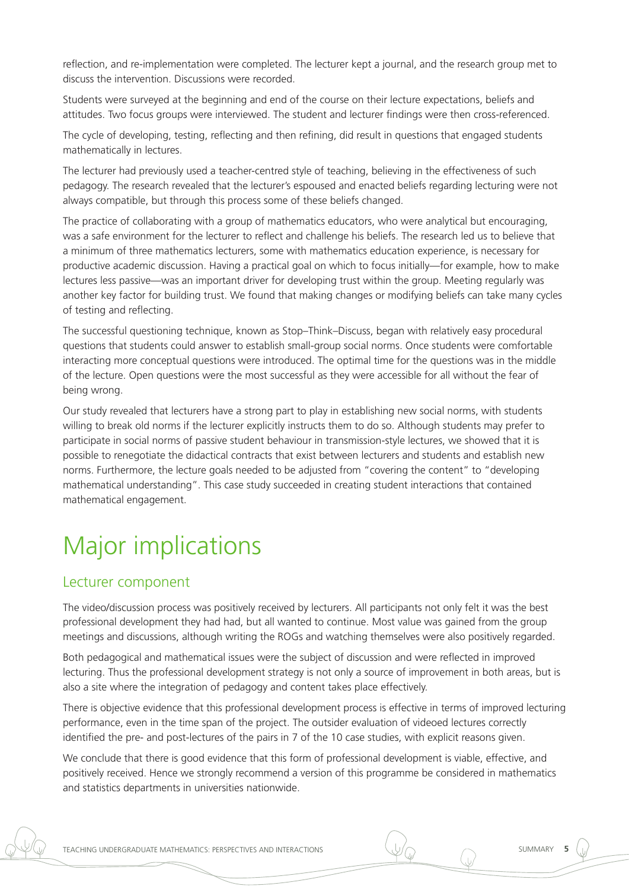reflection, and re-implementation were completed. The lecturer kept a journal, and the research group met to discuss the intervention. Discussions were recorded.

Students were surveyed at the beginning and end of the course on their lecture expectations, beliefs and attitudes. Two focus groups were interviewed. The student and lecturer findings were then cross-referenced.

The cycle of developing, testing, reflecting and then refining, did result in questions that engaged students mathematically in lectures.

The lecturer had previously used a teacher-centred style of teaching, believing in the effectiveness of such pedagogy. The research revealed that the lecturer's espoused and enacted beliefs regarding lecturing were not always compatible, but through this process some of these beliefs changed.

The practice of collaborating with a group of mathematics educators, who were analytical but encouraging, was a safe environment for the lecturer to reflect and challenge his beliefs. The research led us to believe that a minimum of three mathematics lecturers, some with mathematics education experience, is necessary for productive academic discussion. Having a practical goal on which to focus initially—for example, how to make lectures less passive—was an important driver for developing trust within the group. Meeting regularly was another key factor for building trust. We found that making changes or modifying beliefs can take many cycles of testing and reflecting.

The successful questioning technique, known as Stop–Think–Discuss, began with relatively easy procedural questions that students could answer to establish small-group social norms. Once students were comfortable interacting more conceptual questions were introduced. The optimal time for the questions was in the middle of the lecture. Open questions were the most successful as they were accessible for all without the fear of being wrong.

Our study revealed that lecturers have a strong part to play in establishing new social norms, with students willing to break old norms if the lecturer explicitly instructs them to do so. Although students may prefer to participate in social norms of passive student behaviour in transmission-style lectures, we showed that it is possible to renegotiate the didactical contracts that exist between lecturers and students and establish new norms. Furthermore, the lecture goals needed to be adjusted from "covering the content" to "developing mathematical understanding". This case study succeeded in creating student interactions that contained mathematical engagement.

# Major implications

## Lecturer component

The video/discussion process was positively received by lecturers. All participants not only felt it was the best professional development they had had, but all wanted to continue. Most value was gained from the group meetings and discussions, although writing the ROGs and watching themselves were also positively regarded.

Both pedagogical and mathematical issues were the subject of discussion and were reflected in improved lecturing. Thus the professional development strategy is not only a source of improvement in both areas, but is also a site where the integration of pedagogy and content takes place effectively.

There is objective evidence that this professional development process is effective in terms of improved lecturing performance, even in the time span of the project. The outsider evaluation of videoed lectures correctly identified the pre- and post-lectures of the pairs in 7 of the 10 case studies, with explicit reasons given.

We conclude that there is good evidence that this form of professional development is viable, effective, and positively received. Hence we strongly recommend a version of this programme be considered in mathematics and statistics departments in universities nationwide.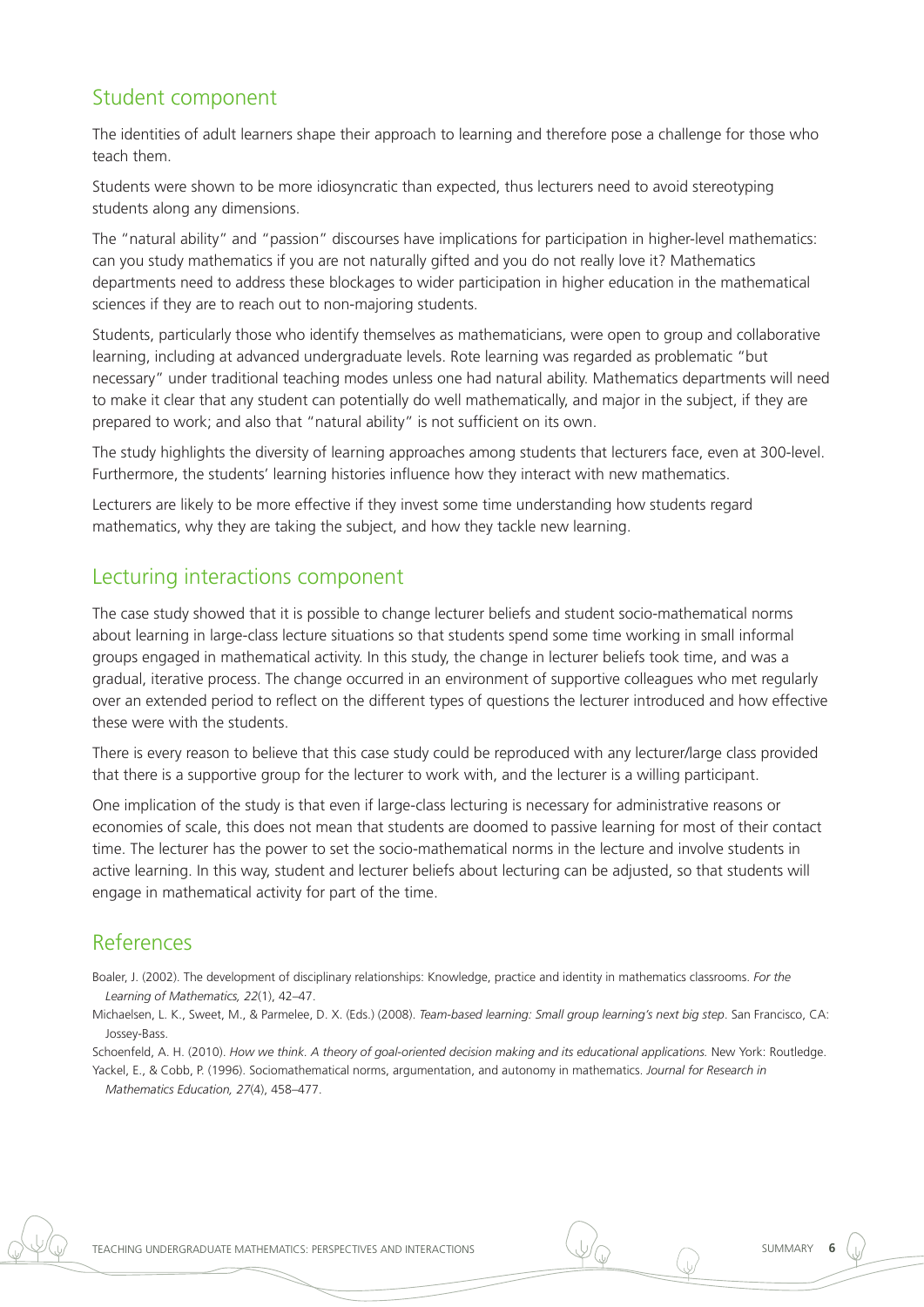## Student component

The identities of adult learners shape their approach to learning and therefore pose a challenge for those who teach them.

Students were shown to be more idiosyncratic than expected, thus lecturers need to avoid stereotyping students along any dimensions.

The "natural ability" and "passion" discourses have implications for participation in higher-level mathematics: can you study mathematics if you are not naturally gifted and you do not really love it? Mathematics departments need to address these blockages to wider participation in higher education in the mathematical sciences if they are to reach out to non-majoring students.

Students, particularly those who identify themselves as mathematicians, were open to group and collaborative learning, including at advanced undergraduate levels. Rote learning was regarded as problematic "but necessary" under traditional teaching modes unless one had natural ability. Mathematics departments will need to make it clear that any student can potentially do well mathematically, and major in the subject, if they are prepared to work; and also that "natural ability" is not sufficient on its own.

The study highlights the diversity of learning approaches among students that lecturers face, even at 300-level. Furthermore, the students' learning histories influence how they interact with new mathematics.

Lecturers are likely to be more effective if they invest some time understanding how students regard mathematics, why they are taking the subject, and how they tackle new learning.

## Lecturing interactions component

The case study showed that it is possible to change lecturer beliefs and student socio-mathematical norms about learning in large-class lecture situations so that students spend some time working in small informal groups engaged in mathematical activity. In this study, the change in lecturer beliefs took time, and was a gradual, iterative process. The change occurred in an environment of supportive colleagues who met regularly over an extended period to reflect on the different types of questions the lecturer introduced and how effective these were with the students.

There is every reason to believe that this case study could be reproduced with any lecturer/large class provided that there is a supportive group for the lecturer to work with, and the lecturer is a willing participant.

One implication of the study is that even if large-class lecturing is necessary for administrative reasons or economies of scale, this does not mean that students are doomed to passive learning for most of their contact time. The lecturer has the power to set the socio-mathematical norms in the lecture and involve students in active learning. In this way, student and lecturer beliefs about lecturing can be adjusted, so that students will engage in mathematical activity for part of the time.

## References

Boaler, J. (2002). The development of disciplinary relationships: Knowledge, practice and identity in mathematics classrooms. *For the Learning of Mathematics, 22*(1), 42–47.

Michaelsen, L. K., Sweet, M., & Parmelee, D. X. (Eds.) (2008). *Team-based learning: Small group learning's next big step*. San Francisco, CA: Jossey-Bass.

Schoenfeld, A. H. (2010). *How we think. A theory of goal-oriented decision making and its educational applications.* New York: Routledge.

Yackel, E., & Cobb, P. (1996). Sociomathematical norms, argumentation, and autonomy in mathematics. *Journal for Research in Mathematics Education, 27*(4), 458–477.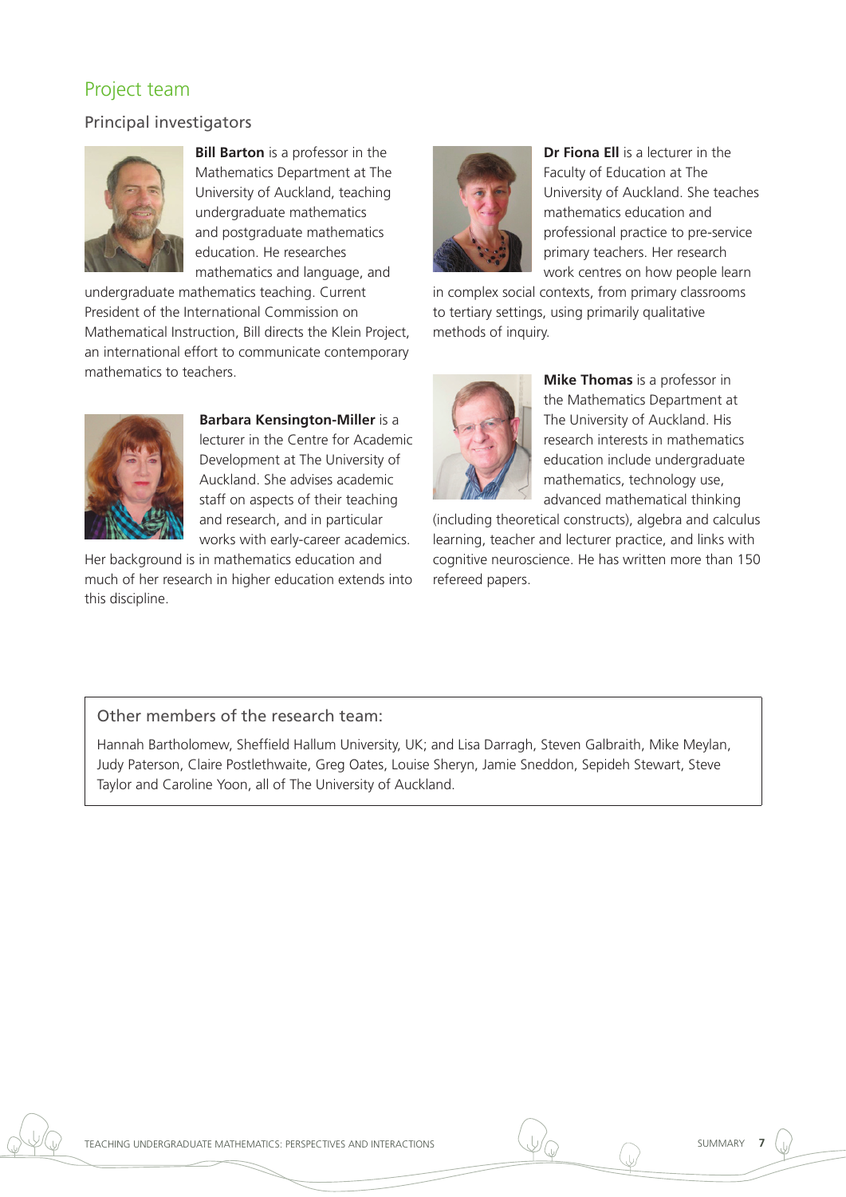## Project team

### Principal investigators

**Bill Barton** is a professor in the Mathematics Department at The University of Auckland, teaching undergraduate mathematics and postgraduate mathematics education. He researches mathematics and language, and undergraduate mathematics teaching. Current President of the International Commission on Mathematical Instruction, Bill directs the Klein Project, an international effort to communicate contemporary mathematics to teachers.

**Barbara Kensington-Miller** is a lecturer in the Centre for Academic Development at The University of Auckland. She advises academic staff on aspects of their teaching and research, and in particular works with early-career academics. Her background is in mathematics education and much of her research in higher education extends into this discipline.

**Dr Fiona Ell** is a lecturer in the Faculty of Education at The University of Auckland. She teaches mathematics education and professional practice to pre-service primary teachers. Her research work centres on how people learn in complex social contexts, from primary classrooms to tertiary settings, using primarily qualitative methods of inquiry.

**Mike Thomas** is a professor in the Mathematics Department at The University of Auckland. His research interests in mathematics education include undergraduate mathematics, technology use, advanced mathematical thinking (including theoretical constructs), algebra and calculus learning, teacher and lecturer practice, and links with cognitive neuroscience. He has written more than 150 refereed papers.

### Other members of the research team:

Hannah Bartholomew, Sheffield Hallum University, UK; and Lisa Darragh, Steven Galbraith, Mike Meylan, Judy Paterson, Claire Postlethwaite, Greg Oates, Louise Sheryn, Jamie Sneddon, Sepideh Stewart, Steve Taylor and Caroline Yoon, all of The University of Auckland.